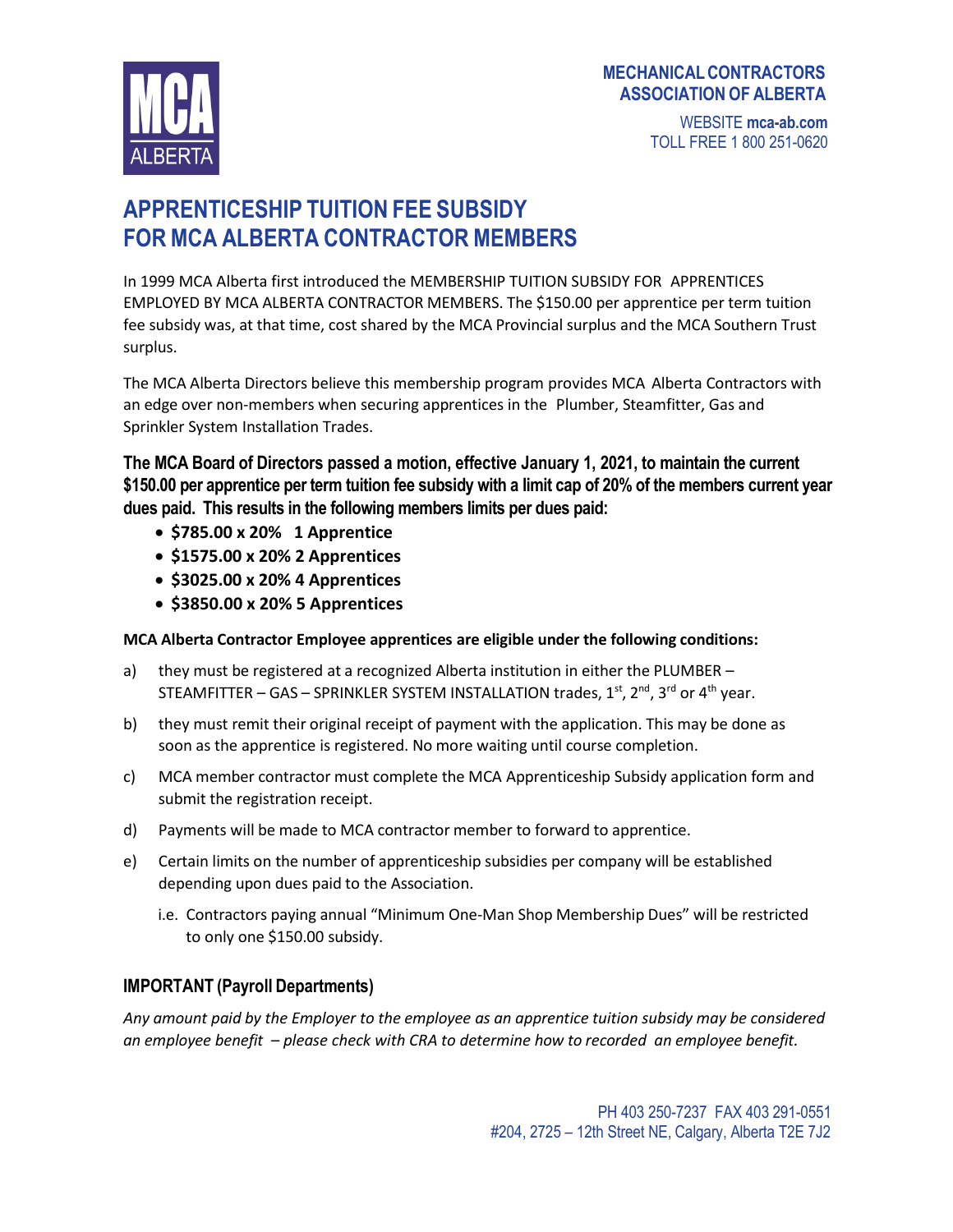MECHANICAL CONTRACTORS ASSOCIATION OF ALBERTA

WEBSITE **mca-ab.com**
TOLL FREE 1 800 251-0620

# APPRENTICESHIP TUITION FEE SUBSIDY FOR MCA ALBERTA CONTRACTOR MEMBERS

In 1999 MCA Alberta first introduced the MEMBERSHIP TUITION SUBSIDY FOR APPRENTICES EMPLOYED BY MCA ALBERTA CONTRACTOR MEMBERS. The $150.00 per apprentice per term tuition fee subsidy was, at that time, cost shared by the MCA Provincial surplus and the MCA Southern Trust surplus.

The MCA Alberta Directors believe this membership program provides MCA Alberta Contractors with an edge over non-members when securing apprentices in the Plumber, Steamfitter, Gas and Sprinkler System Installation Trades.

**The MCA Board of Directors passed a motion, effective January 1, 2021, to maintain the current $150.00 per apprentice per term tuition fee subsidy with a limit cap of 20% of the members current year dues paid. This results in the following members limits per dues paid:**

- **$785.00 x 20% 1 Apprentice**
- **$1575.00 x 20% 2 Apprentices**
- **$3025.00 x 20% 4 Apprentices**
- **$3850.00 x 20% 5 Apprentices**

**MCA Alberta Contractor Employee apprentices are eligible under the following conditions:**

a) they must be registered at a recognized Alberta institution in either the PLUMBER – STEAMFITTER – GAS – SPRINKLER SYSTEM INSTALLATION trades, 1st, 2nd, 3rd or 4th year.

b) they must remit their original receipt of payment with the application. This may be done as soon as the apprentice is registered. No more waiting until course completion.

c) MCA member contractor must complete the MCA Apprenticeship Subsidy application form and submit the registration receipt.

d) Payments will be made to MCA contractor member to forward to apprentice.

e) Certain limits on the number of apprenticeship subsidies per company will be established depending upon dues paid to the Association.

   i.e. Contractors paying annual "Minimum One-Man Shop Membership Dues" will be restricted to only one $150.00 subsidy.

## IMPORTANT (Payroll Departments)

*Any amount paid by the Employer to the employee as an apprentice tuition subsidy may be considered an employee benefit – please check with CRA to determine how to recorded an employee benefit.*

PH 403 250-7237 FAX 403 291-0551
#204, 2725 – 12th Street NE, Calgary, Alberta T2E 7J2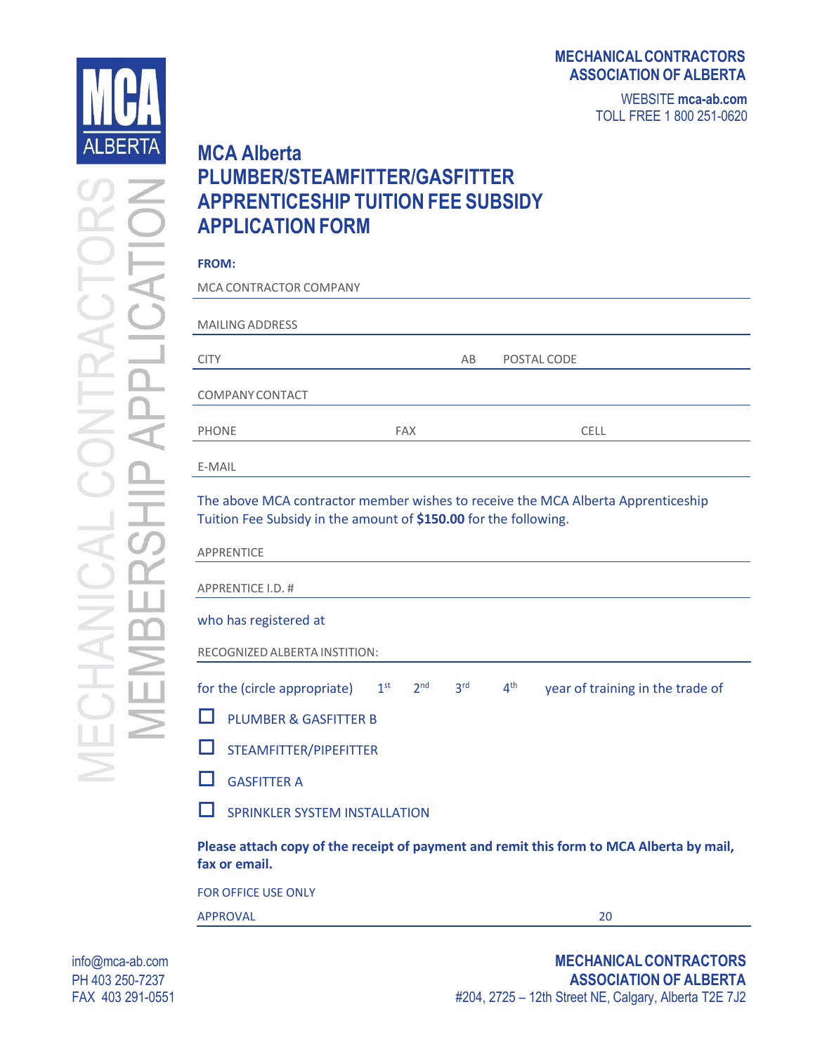MCA ALBERTA

MECHANICAL CONTRACTORS MEMBERSHIP APPLICATION

**MECHANICAL CONTRACTORS ASSOCIATION OF ALBERTA**

WEBSITE **mca-ab.com**
TOLL FREE 1 800 251-0620

# MCA Alberta PLUMBER/STEAMFITTER/GASFITTER APPRENTICESHIP TUITION FEE SUBSIDY APPLICATION FORM

**FROM:**

MCA CONTRACTOR COMPANY ______________________________

MAILING ADDRESS ______________________________

CITY ______________ AB POSTAL CODE ______________

COMPANY CONTACT ______________________________

PHONE ______________ FAX ______________ CELL ______________

E-MAIL ______________________________

The above MCA contractor member wishes to receive the MCA Alberta Apprenticeship Tuition Fee Subsidy in the amount of **$150.00** for the following.

APPRENTICE ______________________________

APPRENTICE I.D. # ______________________________

who has registered at

RECOGNIZED ALBERTA INSTITION: ______________________________

for the (circle appropriate) 1st 2nd 3rd 4th year of training in the trade of

- ☐ PLUMBER & GASFITTER B
- ☐ STEAMFITTER/PIPEFITTER
- ☐ GASFITTER A
- ☐ SPRINKLER SYSTEM INSTALLATION

**Please attach copy of the receipt of payment and remit this form to MCA Alberta by mail, fax or email.**

FOR OFFICE USE ONLY

APPROVAL ______________________________ 20______

info@mca-ab.com
PH 403 250-7237
FAX 403 291-0551

**MECHANICAL CONTRACTORS ASSOCIATION OF ALBERTA**
#204, 2725 – 12th Street NE, Calgary, Alberta T2E 7J2